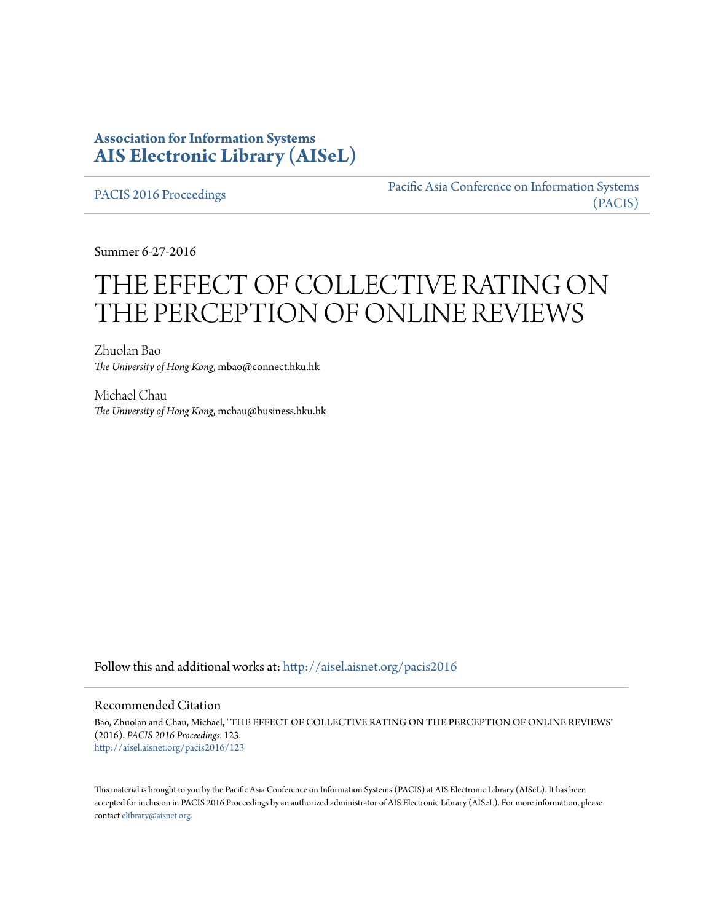**Association for Information Systems**
**AIS Electronic Library (AISeL)**

PACIS 2016 Proceedings | Pacific Asia Conference on Information Systems (PACIS)

Summer 6-27-2016

# THE EFFECT OF COLLECTIVE RATING ON THE PERCEPTION OF ONLINE REVIEWS

Zhuolan Bao
*The University of Hong Kong*, mbao@connect.hku.hk

Michael Chau
*The University of Hong Kong*, mchau@business.hku.hk

Follow this and additional works at: http://aisel.aisnet.org/pacis2016

## Recommended Citation

Bao, Zhuolan and Chau, Michael, "THE EFFECT OF COLLECTIVE RATING ON THE PERCEPTION OF ONLINE REVIEWS" (2016). *PACIS 2016 Proceedings*. 123.
http://aisel.aisnet.org/pacis2016/123

This material is brought to you by the Pacific Asia Conference on Information Systems (PACIS) at AIS Electronic Library (AISeL). It has been accepted for inclusion in PACIS 2016 Proceedings by an authorized administrator of AIS Electronic Library (AISeL). For more information, please contact elibrary@aisnet.org.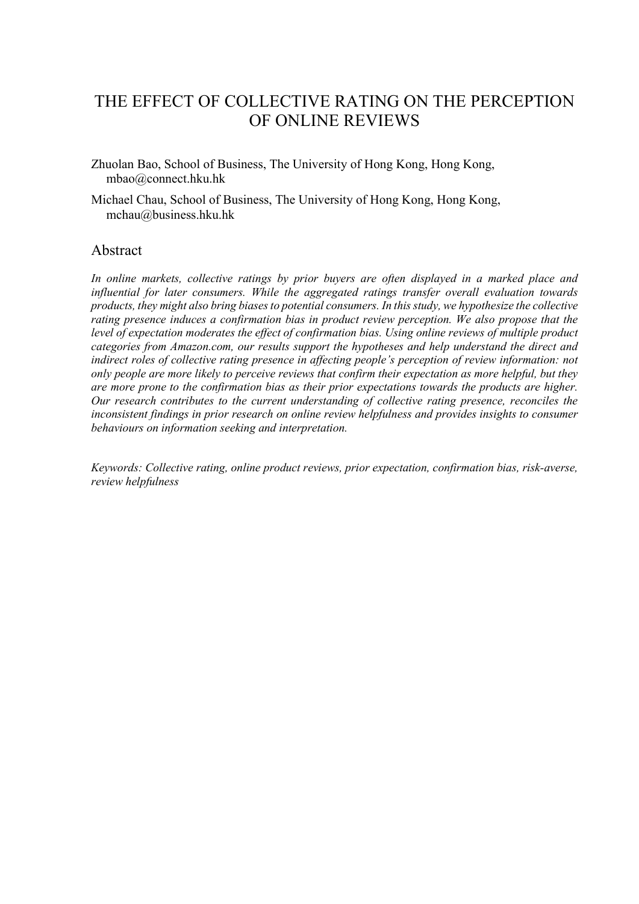# THE EFFECT OF COLLECTIVE RATING ON THE PERCEPTION OF ONLINE REVIEWS

Zhuolan Bao, School of Business, The University of Hong Kong, Hong Kong, mbao@connect.hku.hk

Michael Chau, School of Business, The University of Hong Kong, Hong Kong, mchau@business.hku.hk

## Abstract

*In online markets, collective ratings by prior buyers are often displayed in a marked place and influential for later consumers. While the aggregated ratings transfer overall evaluation towards products, they might also bring biases to potential consumers. In this study, we hypothesize the collective rating presence induces a confirmation bias in product review perception. We also propose that the level of expectation moderates the effect of confirmation bias. Using online reviews of multiple product categories from Amazon.com, our results support the hypotheses and help understand the direct and indirect roles of collective rating presence in affecting people's perception of review information: not only people are more likely to perceive reviews that confirm their expectation as more helpful, but they are more prone to the confirmation bias as their prior expectations towards the products are higher. Our research contributes to the current understanding of collective rating presence, reconciles the inconsistent findings in prior research on online review helpfulness and provides insights to consumer behaviours on information seeking and interpretation.*

*Keywords: Collective rating, online product reviews, prior expectation, confirmation bias, risk-averse, review helpfulness*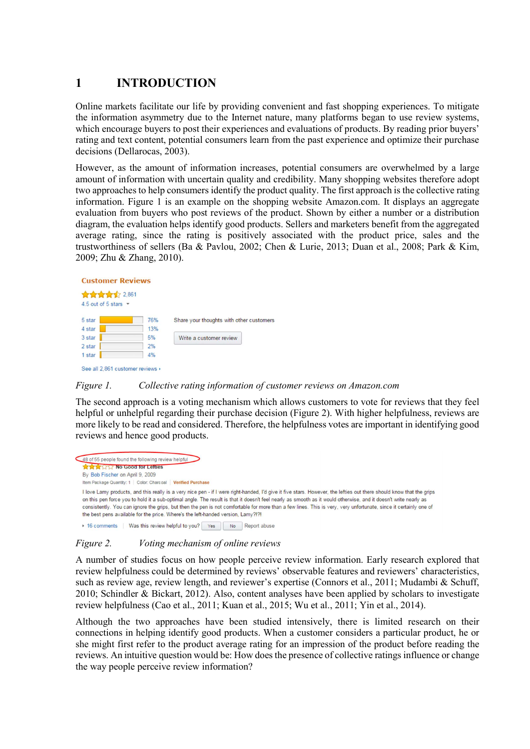# 1 INTRODUCTION

Online markets facilitate our life by providing convenient and fast shopping experiences. To mitigate the information asymmetry due to the Internet nature, many platforms began to use review systems, which encourage buyers to post their experiences and evaluations of products. By reading prior buyers' rating and text content, potential consumers learn from the past experience and optimize their purchase decisions (Dellarocas, 2003).

However, as the amount of information increases, potential consumers are overwhelmed by a large amount of information with uncertain quality and credibility. Many shopping websites therefore adopt two approaches to help consumers identify the product quality. The first approach is the collective rating information. Figure 1 is an example on the shopping website Amazon.com. It displays an aggregate evaluation from buyers who post reviews of the product. Shown by either a number or a distribution diagram, the evaluation helps identify good products. Sellers and marketers benefit from the aggregated average rating, since the rating is positively associated with the product price, sales and the trustworthiness of sellers (Ba & Pavlou, 2002; Chen & Lurie, 2013; Duan et al., 2008; Park & Kim, 2009; Zhu & Zhang, 2010).

Customer Reviews

2,861

4.5 out of 5 stars

| | |
|---|---|
| 5 star | 76% |
| 4 star | 13% |
| 3 star | 5% |
| 2 star | 2% |
| 1 star | 4% |

Share your thoughts with other customers

Write a customer review

See all 2,861 customer reviews

*Figure 1. Collective rating information of customer reviews on Amazon.com*

The second approach is a voting mechanism which allows customers to vote for reviews that they feel helpful or unhelpful regarding their purchase decision (Figure 2). With higher helpfulness, reviews are more likely to be read and considered. Therefore, the helpfulness votes are important in identifying good reviews and hence good products.

48 of 55 people found the following review helpful

No Good for Lefties

By Bob Fischer on April 9, 2009

Item Package Quantity: 1 | Color: Charcoal | Verified Purchase

I love Lamy products, and this really is a very nice pen - if I were right-handed, I'd give it five stars. However, the lefties out there should know that the grips on this pen force you to hold it a sub-optimal angle. The result is that it doesn't feel nearly as smooth as it would otherwise, and it doesn't write nearly as consistently. You can ignore the grips, but then the pen is not comfortable for more than a few lines. This is very, very unfortunate, since it certainly one of the best pens available for the price. Where's the left-handed version, Lamy?!?!

16 comments | Was this review helpful to you? Yes No Report abuse

*Figure 2. Voting mechanism of online reviews*

A number of studies focus on how people perceive review information. Early research explored that review helpfulness could be determined by reviews' observable features and reviewers' characteristics, such as review age, review length, and reviewer's expertise (Connors et al., 2011; Mudambi & Schuff, 2010; Schindler & Bickart, 2012). Also, content analyses have been applied by scholars to investigate review helpfulness (Cao et al., 2011; Kuan et al., 2015; Wu et al., 2011; Yin et al., 2014).

Although the two approaches have been studied intensively, there is limited research on their connections in helping identify good products. When a customer considers a particular product, he or she might first refer to the product average rating for an impression of the product before reading the reviews. An intuitive question would be: How does the presence of collective ratings influence or change the way people perceive review information?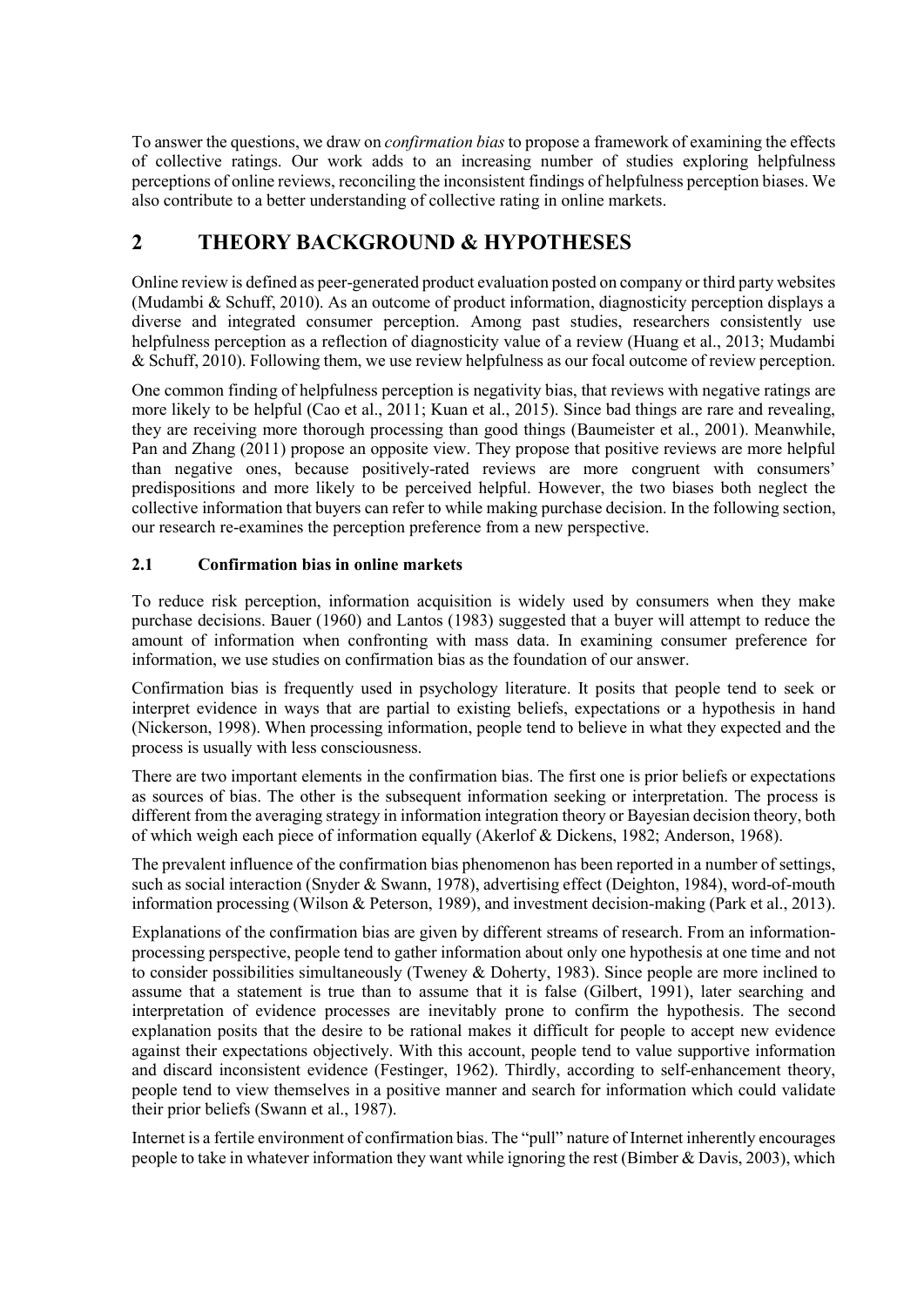To answer the questions, we draw on *confirmation bias* to propose a framework of examining the effects of collective ratings. Our work adds to an increasing number of studies exploring helpfulness perceptions of online reviews, reconciling the inconsistent findings of helpfulness perception biases. We also contribute to a better understanding of collective rating in online markets.

# 2 THEORY BACKGROUND & HYPOTHESES

Online review is defined as peer-generated product evaluation posted on company or third party websites (Mudambi & Schuff, 2010). As an outcome of product information, diagnosticity perception displays a diverse and integrated consumer perception. Among past studies, researchers consistently use helpfulness perception as a reflection of diagnosticity value of a review (Huang et al., 2013; Mudambi & Schuff, 2010). Following them, we use review helpfulness as our focal outcome of review perception.

One common finding of helpfulness perception is negativity bias, that reviews with negative ratings are more likely to be helpful (Cao et al., 2011; Kuan et al., 2015). Since bad things are rare and revealing, they are receiving more thorough processing than good things (Baumeister et al., 2001). Meanwhile, Pan and Zhang (2011) propose an opposite view. They propose that positive reviews are more helpful than negative ones, because positively-rated reviews are more congruent with consumers' predispositions and more likely to be perceived helpful. However, the two biases both neglect the collective information that buyers can refer to while making purchase decision. In the following section, our research re-examines the perception preference from a new perspective.

## 2.1 Confirmation bias in online markets

To reduce risk perception, information acquisition is widely used by consumers when they make purchase decisions. Bauer (1960) and Lantos (1983) suggested that a buyer will attempt to reduce the amount of information when confronting with mass data. In examining consumer preference for information, we use studies on confirmation bias as the foundation of our answer.

Confirmation bias is frequently used in psychology literature. It posits that people tend to seek or interpret evidence in ways that are partial to existing beliefs, expectations or a hypothesis in hand (Nickerson, 1998). When processing information, people tend to believe in what they expected and the process is usually with less consciousness.

There are two important elements in the confirmation bias. The first one is prior beliefs or expectations as sources of bias. The other is the subsequent information seeking or interpretation. The process is different from the averaging strategy in information integration theory or Bayesian decision theory, both of which weigh each piece of information equally (Akerlof & Dickens, 1982; Anderson, 1968).

The prevalent influence of the confirmation bias phenomenon has been reported in a number of settings, such as social interaction (Snyder & Swann, 1978), advertising effect (Deighton, 1984), word-of-mouth information processing (Wilson & Peterson, 1989), and investment decision-making (Park et al., 2013).

Explanations of the confirmation bias are given by different streams of research. From an information-processing perspective, people tend to gather information about only one hypothesis at one time and not to consider possibilities simultaneously (Tweney & Doherty, 1983). Since people are more inclined to assume that a statement is true than to assume that it is false (Gilbert, 1991), later searching and interpretation of evidence processes are inevitably prone to confirm the hypothesis. The second explanation posits that the desire to be rational makes it difficult for people to accept new evidence against their expectations objectively. With this account, people tend to value supportive information and discard inconsistent evidence (Festinger, 1962). Thirdly, according to self-enhancement theory, people tend to view themselves in a positive manner and search for information which could validate their prior beliefs (Swann et al., 1987).

Internet is a fertile environment of confirmation bias. The "pull" nature of Internet inherently encourages people to take in whatever information they want while ignoring the rest (Bimber & Davis, 2003), which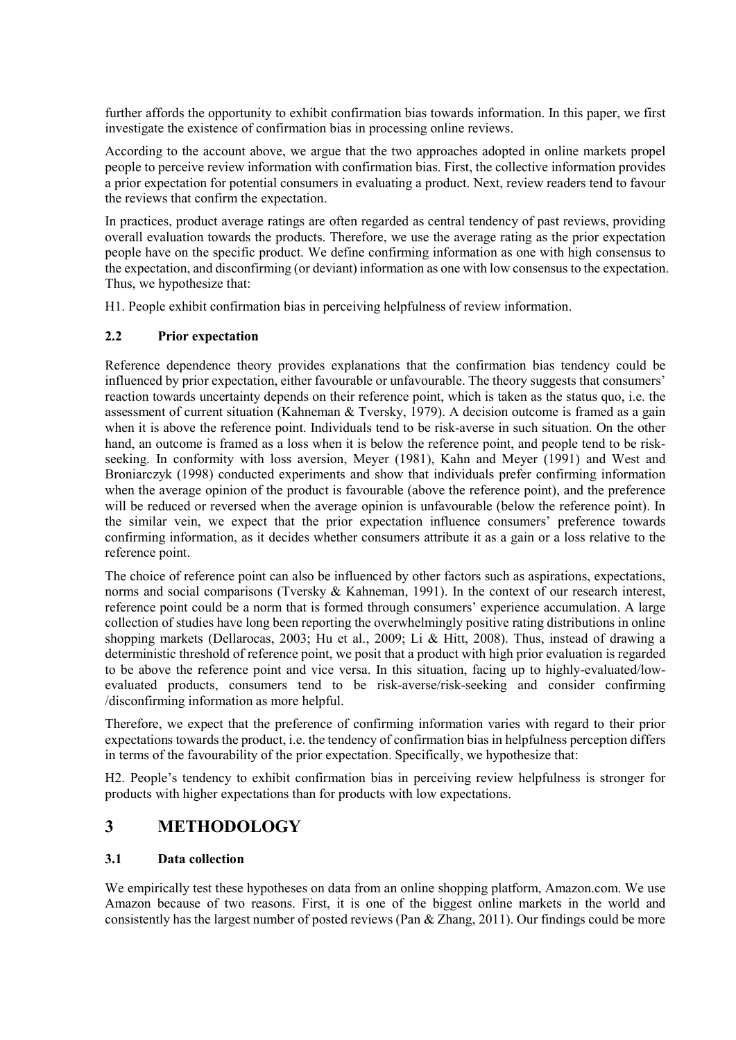further affords the opportunity to exhibit confirmation bias towards information. In this paper, we first investigate the existence of confirmation bias in processing online reviews.

According to the account above, we argue that the two approaches adopted in online markets propel people to perceive review information with confirmation bias. First, the collective information provides a prior expectation for potential consumers in evaluating a product. Next, review readers tend to favour the reviews that confirm the expectation.

In practices, product average ratings are often regarded as central tendency of past reviews, providing overall evaluation towards the products. Therefore, we use the average rating as the prior expectation people have on the specific product. We define confirming information as one with high consensus to the expectation, and disconfirming (or deviant) information as one with low consensus to the expectation. Thus, we hypothesize that:

H1. People exhibit confirmation bias in perceiving helpfulness of review information.

### 2.2 Prior expectation

Reference dependence theory provides explanations that the confirmation bias tendency could be influenced by prior expectation, either favourable or unfavourable. The theory suggests that consumers' reaction towards uncertainty depends on their reference point, which is taken as the status quo, i.e. the assessment of current situation (Kahneman & Tversky, 1979). A decision outcome is framed as a gain when it is above the reference point. Individuals tend to be risk-averse in such situation. On the other hand, an outcome is framed as a loss when it is below the reference point, and people tend to be risk-seeking. In conformity with loss aversion, Meyer (1981), Kahn and Meyer (1991) and West and Broniarczyk (1998) conducted experiments and show that individuals prefer confirming information when the average opinion of the product is favourable (above the reference point), and the preference will be reduced or reversed when the average opinion is unfavourable (below the reference point). In the similar vein, we expect that the prior expectation influence consumers' preference towards confirming information, as it decides whether consumers attribute it as a gain or a loss relative to the reference point.

The choice of reference point can also be influenced by other factors such as aspirations, expectations, norms and social comparisons (Tversky & Kahneman, 1991). In the context of our research interest, reference point could be a norm that is formed through consumers' experience accumulation. A large collection of studies have long been reporting the overwhelmingly positive rating distributions in online shopping markets (Dellarocas, 2003; Hu et al., 2009; Li & Hitt, 2008). Thus, instead of drawing a deterministic threshold of reference point, we posit that a product with high prior evaluation is regarded to be above the reference point and vice versa. In this situation, facing up to highly-evaluated/low-evaluated products, consumers tend to be risk-averse/risk-seeking and consider confirming /disconfirming information as more helpful.

Therefore, we expect that the preference of confirming information varies with regard to their prior expectations towards the product, i.e. the tendency of confirmation bias in helpfulness perception differs in terms of the favourability of the prior expectation. Specifically, we hypothesize that:

H2. People's tendency to exhibit confirmation bias in perceiving review helpfulness is stronger for products with higher expectations than for products with low expectations.

## 3 METHODOLOGY

### 3.1 Data collection

We empirically test these hypotheses on data from an online shopping platform, Amazon.com. We use Amazon because of two reasons. First, it is one of the biggest online markets in the world and consistently has the largest number of posted reviews (Pan & Zhang, 2011). Our findings could be more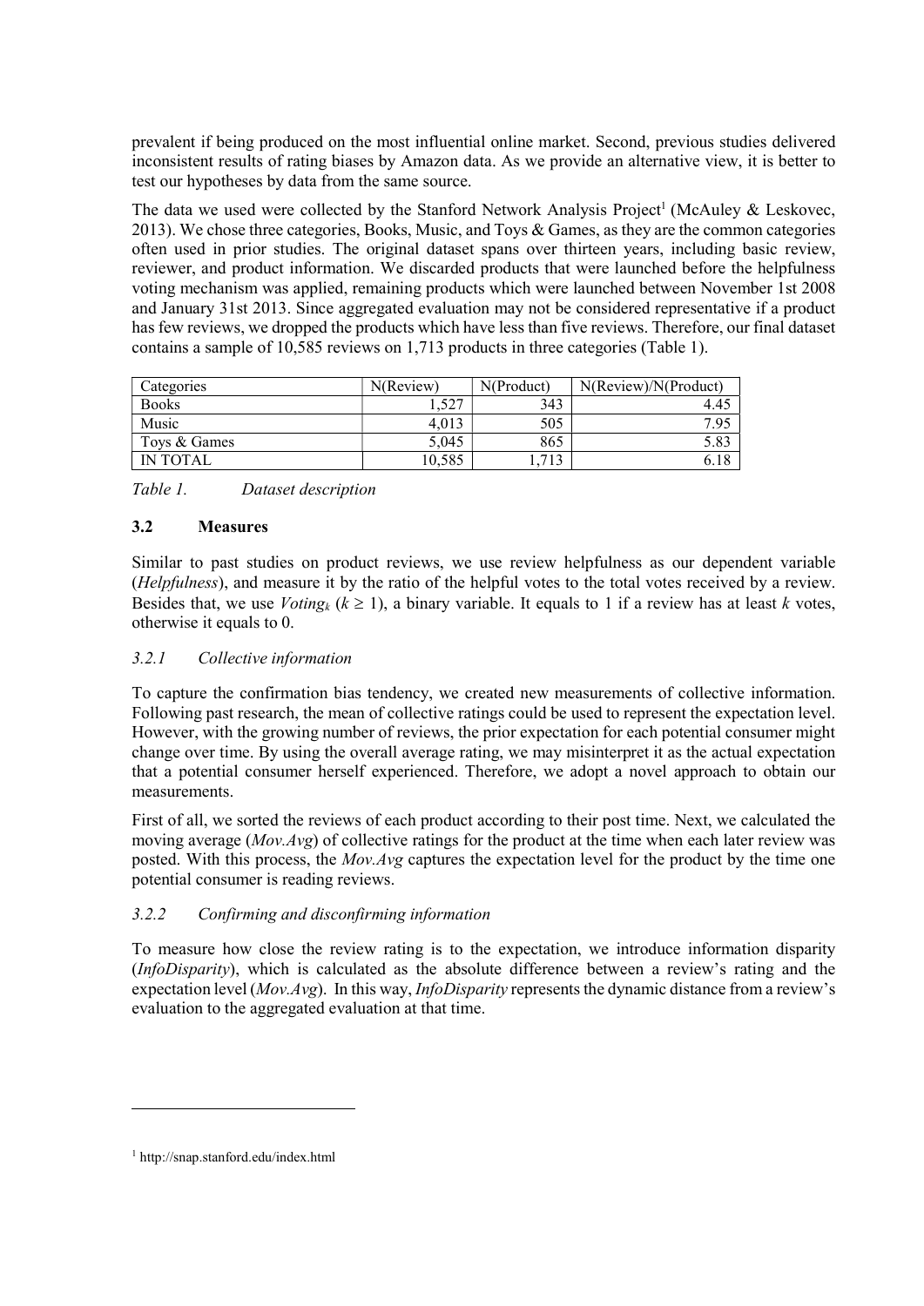prevalent if being produced on the most influential online market. Second, previous studies delivered inconsistent results of rating biases by Amazon data. As we provide an alternative view, it is better to test our hypotheses by data from the same source.

The data we used were collected by the Stanford Network Analysis Project[1] (McAuley & Leskovec, 2013). We chose three categories, Books, Music, and Toys & Games, as they are the common categories often used in prior studies. The original dataset spans over thirteen years, including basic review, reviewer, and product information. We discarded products that were launched before the helpfulness voting mechanism was applied, remaining products which were launched between November 1st 2008 and January 31st 2013. Since aggregated evaluation may not be considered representative if a product has few reviews, we dropped the products which have less than five reviews. Therefore, our final dataset contains a sample of 10,585 reviews on 1,713 products in three categories (Table 1).

| Categories | N(Review) | N(Product) | N(Review)/N(Product) |
|---|---|---|---|
| Books | 1,527 | 343 | 4.45 |
| Music | 4,013 | 505 | 7.95 |
| Toys & Games | 5,045 | 865 | 5.83 |
| IN TOTAL | 10,585 | 1,713 | 6.18 |

*Table 1. Dataset description*

### 3.2 Measures

Similar to past studies on product reviews, we use review helpfulness as our dependent variable (*Helpfulness*), and measure it by the ratio of the helpful votes to the total votes received by a review. Besides that, we use $Voting_k$ ($k \geq 1$), a binary variable. It equals to 1 if a review has at least $k$ votes, otherwise it equals to 0.

#### *3.2.1 Collective information*

To capture the confirmation bias tendency, we created new measurements of collective information. Following past research, the mean of collective ratings could be used to represent the expectation level. However, with the growing number of reviews, the prior expectation for each potential consumer might change over time. By using the overall average rating, we may misinterpret it as the actual expectation that a potential consumer herself experienced. Therefore, we adopt a novel approach to obtain our measurements.

First of all, we sorted the reviews of each product according to their post time. Next, we calculated the moving average (*Mov.Avg*) of collective ratings for the product at the time when each later review was posted. With this process, the *Mov.Avg* captures the expectation level for the product by the time one potential consumer is reading reviews.

#### *3.2.2 Confirming and disconfirming information*

To measure how close the review rating is to the expectation, we introduce information disparity (*InfoDisparity*), which is calculated as the absolute difference between a review's rating and the expectation level (*Mov.Avg*). In this way, *InfoDisparity* represents the dynamic distance from a review's evaluation to the aggregated evaluation at that time.

[1] http://snap.stanford.edu/index.html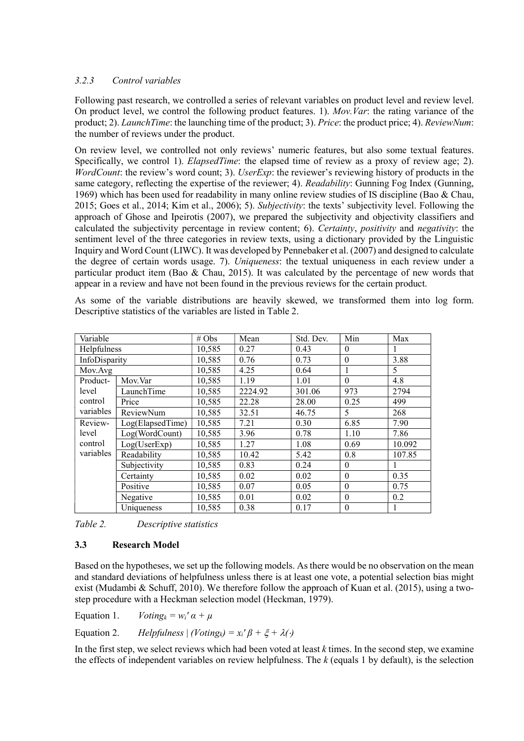### 3.2.3 Control variables

Following past research, we controlled a series of relevant variables on product level and review level. On product level, we control the following product features. 1). *Mov.Var*: the rating variance of the product; 2). *LaunchTime*: the launching time of the product; 3). *Price*: the product price; 4). *ReviewNum*: the number of reviews under the product.

On review level, we controlled not only reviews' numeric features, but also some textual features. Specifically, we control 1). *ElapsedTime*: the elapsed time of review as a proxy of review age; 2). *WordCount*: the review's word count; 3). *UserExp*: the reviewer's reviewing history of products in the same category, reflecting the expertise of the reviewer; 4). *Readability*: Gunning Fog Index (Gunning, 1969) which has been used for readability in many online review studies of IS discipline (Bao & Chau, 2015; Goes et al., 2014; Kim et al., 2006); 5). *Subjectivity*: the texts' subjectivity level. Following the approach of Ghose and Ipeirotis (2007), we prepared the subjectivity and objectivity classifiers and calculated the subjectivity percentage in review content; 6). *Certainty*, *positivity* and *negativity*: the sentiment level of the three categories in review texts, using a dictionary provided by the Linguistic Inquiry and Word Count (LIWC). It was developed by Pennebaker et al. (2007) and designed to calculate the degree of certain words usage. 7). *Uniqueness*: the textual uniqueness in each review under a particular product item (Bao & Chau, 2015). It was calculated by the percentage of new words that appear in a review and have not been found in the previous reviews for the certain product.

As some of the variable distributions are heavily skewed, we transformed them into log form. Descriptive statistics of the variables are listed in Table 2.

| Variable | | # Obs | Mean | Std. Dev. | Min | Max |
|---|---|---|---|---|---|---|
| Helpfulness | | 10,585 | 0.27 | 0.43 | 0 | 1 |
| InfoDisparity | | 10,585 | 0.76 | 0.73 | 0 | 3.88 |
| Mov.Avg | | 10,585 | 4.25 | 0.64 | 1 | 5 |
| Product-level control variables | Mov.Var | 10,585 | 1.19 | 1.01 | 0 | 4.8 |
| | LaunchTime | 10,585 | 2224.92 | 301.06 | 973 | 2794 |
| | Price | 10,585 | 22.28 | 28.00 | 0.25 | 499 |
| | ReviewNum | 10,585 | 32.51 | 46.75 | 5 | 268 |
| Review-level control variables | Log(ElapsedTime) | 10,585 | 7.21 | 0.30 | 6.85 | 7.90 |
| | Log(WordCount) | 10,585 | 3.96 | 0.78 | 1.10 | 7.86 |
| | Log(UserExp) | 10,585 | 1.27 | 1.08 | 0.69 | 10.092 |
| | Readability | 10,585 | 10.42 | 5.42 | 0.8 | 107.85 |
| | Subjectivity | 10,585 | 0.83 | 0.24 | 0 | 1 |
| | Certainty | 10,585 | 0.02 | 0.02 | 0 | 0.35 |
| | Positive | 10,585 | 0.07 | 0.05 | 0 | 0.75 |
| | Negative | 10,585 | 0.01 | 0.02 | 0 | 0.2 |
| | Uniqueness | 10,585 | 0.38 | 0.17 | 0 | 1 |

*Table 2. Descriptive statistics*

## 3.3 Research Model

Based on the hypotheses, we set up the following models. As there would be no observation on the mean and standard deviations of helpfulness unless there is at least one vote, a potential selection bias might exist (Mudambi & Schuff, 2010). We therefore follow the approach of Kuan et al. (2015), using a two-step procedure with a Heckman selection model (Heckman, 1979).

Equation 1. $Voting_k = w_i' \alpha + \mu$

Equation 2. $Helpfulness \mid (Voting_k) = x_i' \beta + \xi + \lambda(\cdot)$

In the first step, we select reviews which had been voted at least $k$ times. In the second step, we examine the effects of independent variables on review helpfulness. The $k$ (equals 1 by default), is the selection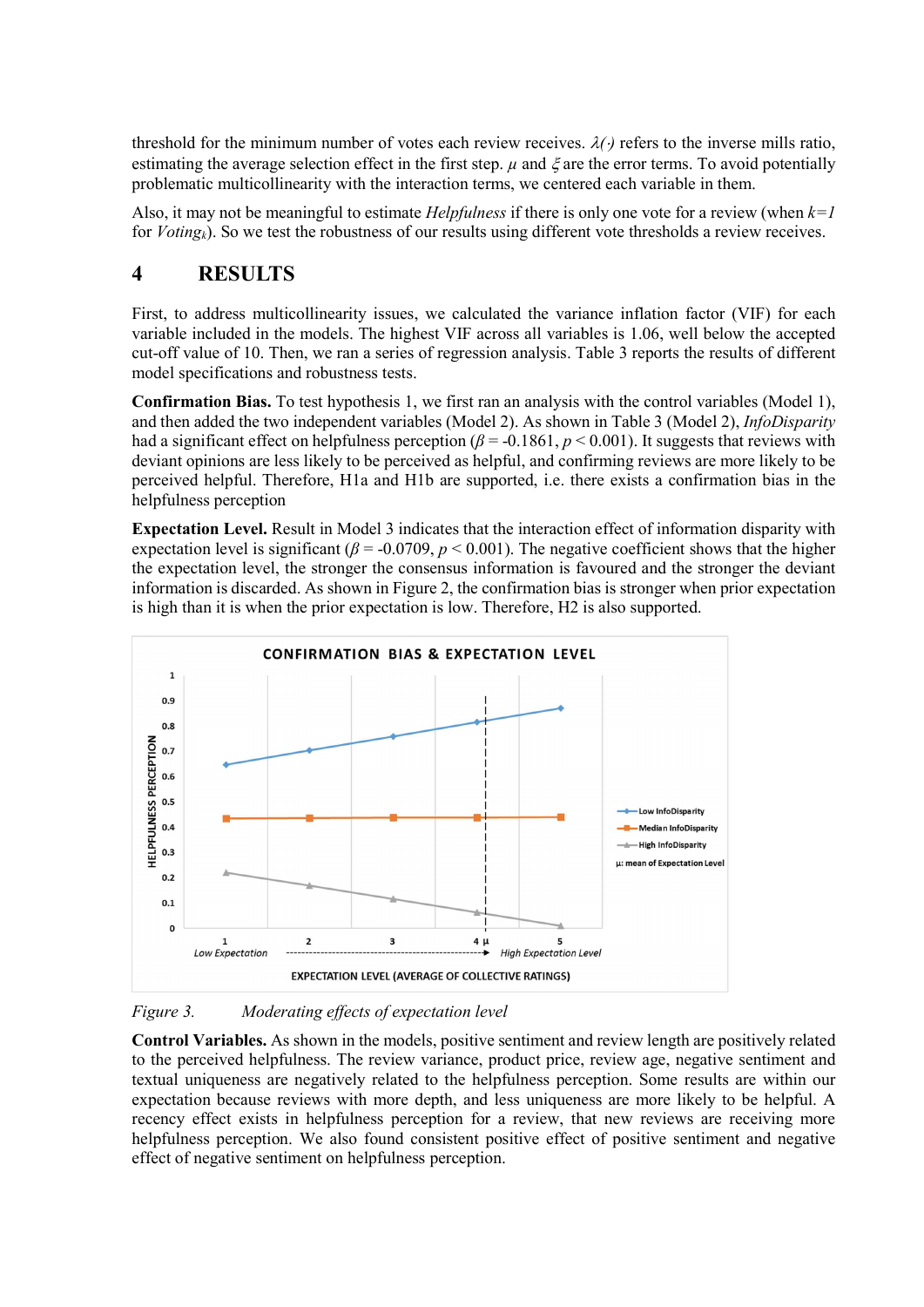threshold for the minimum number of votes each review receives. $\lambda(\cdot)$ refers to the inverse mills ratio, estimating the average selection effect in the first step. $\mu$ and $\xi$ are the error terms. To avoid potentially problematic multicollinearity with the interaction terms, we centered each variable in them.

Also, it may not be meaningful to estimate *Helpfulness* if there is only one vote for a review (when $k=1$ for $Voting_k$). So we test the robustness of our results using different vote thresholds a review receives.

# 4 RESULTS

First, to address multicollinearity issues, we calculated the variance inflation factor (VIF) for each variable included in the models. The highest VIF across all variables is 1.06, well below the accepted cut-off value of 10. Then, we ran a series of regression analysis. Table 3 reports the results of different model specifications and robustness tests.

**Confirmation Bias.** To test hypothesis 1, we first ran an analysis with the control variables (Model 1), and then added the two independent variables (Model 2). As shown in Table 3 (Model 2), *InfoDisparity* had a significant effect on helpfulness perception ($\beta$ = -0.1861, $p < 0.001$). It suggests that reviews with deviant opinions are less likely to be perceived as helpful, and confirming reviews are more likely to be perceived helpful. Therefore, H1a and H1b are supported, i.e. there exists a confirmation bias in the helpfulness perception

**Expectation Level.** Result in Model 3 indicates that the interaction effect of information disparity with expectation level is significant ($\beta$ = -0.0709, $p < 0.001$). The negative coefficient shows that the higher the expectation level, the stronger the consensus information is favoured and the stronger the deviant information is discarded. As shown in Figure 2, the confirmation bias is stronger when prior expectation is high than it is when the prior expectation is low. Therefore, H2 is also supported.

CONFIRMATION BIAS & EXPECTATION LEVEL

HELPFULNESS PERCEPTION

EXPECTATION LEVEL (AVERAGE OF COLLECTIVE RATINGS)

Low Expectation — High Expectation Level

Low InfoDisparity; Median InfoDisparity; High InfoDisparity; µ: mean of Expectation Level

*Figure 3. Moderating effects of expectation level*

**Control Variables.** As shown in the models, positive sentiment and review length are positively related to the perceived helpfulness. The review variance, product price, review age, negative sentiment and textual uniqueness are negatively related to the helpfulness perception. Some results are within our expectation because reviews with more depth, and less uniqueness are more likely to be helpful. A recency effect exists in helpfulness perception for a review, that new reviews are receiving more helpfulness perception. We also found consistent positive effect of positive sentiment and negative effect of negative sentiment on helpfulness perception.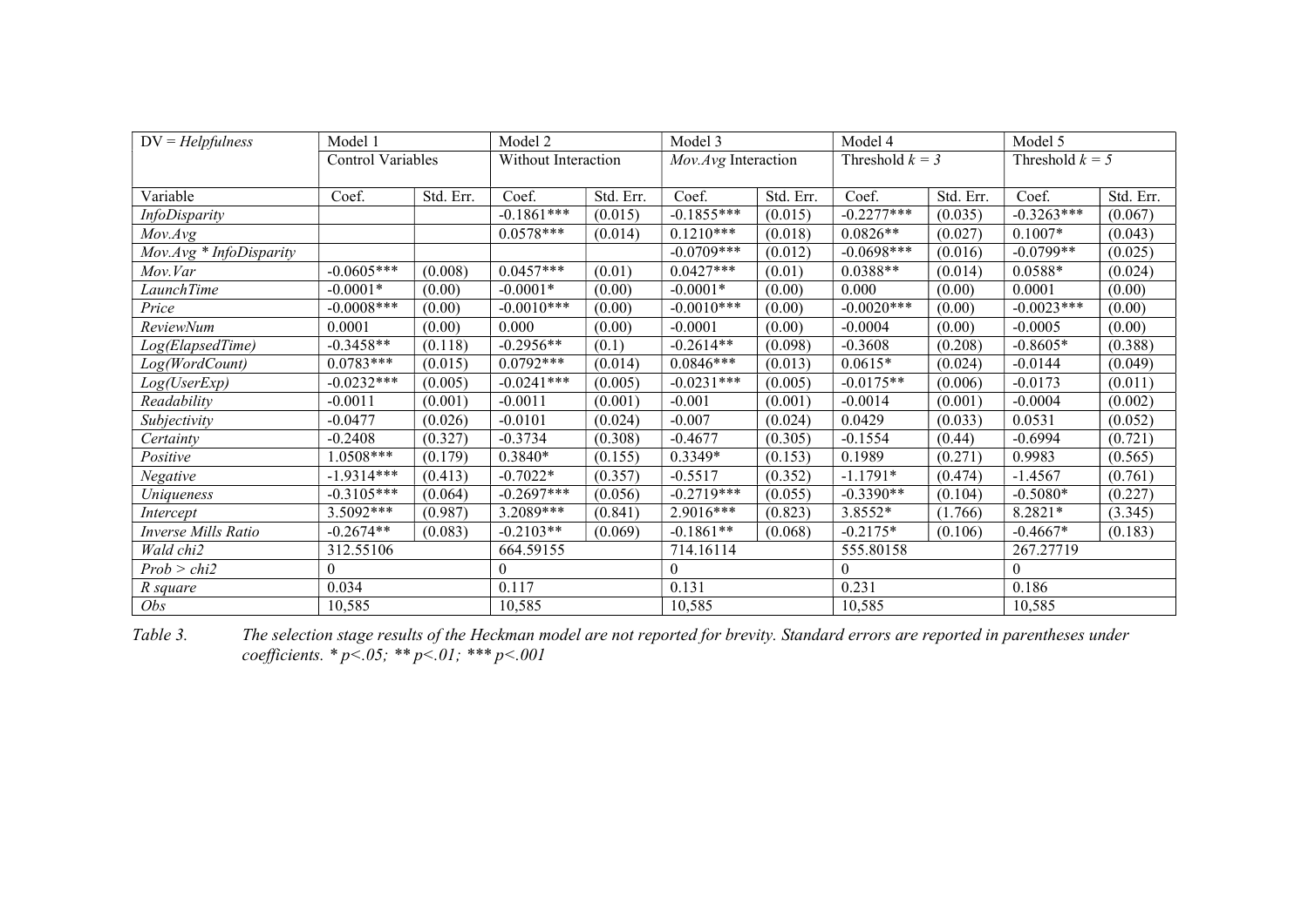| DV = *Helpfulness* | Model 1 | | Model 2 | | Model 3 | | Model 4 | | Model 5 | |
|---|---|---|---|---|---|---|---|---|---|---|
| | Control Variables | | Without Interaction | | *Mov.Avg* Interaction | | Threshold $k = 3$ | | Threshold $k = 5$ | |
| Variable | Coef. | Std. Err. | Coef. | Std. Err. | Coef. | Std. Err. | Coef. | Std. Err. | Coef. | Std. Err. |
| *InfoDisparity* | | | -0.1861*** | (0.015) | -0.1855*** | (0.015) | -0.2277*** | (0.035) | -0.3263*** | (0.067) |
| *Mov.Avg* | | | 0.0578*** | (0.014) | 0.1210*** | (0.018) | 0.0826** | (0.027) | 0.1007* | (0.043) |
| *Mov.Avg * InfoDisparity* | | | | | -0.0709*** | (0.012) | -0.0698*** | (0.016) | -0.0799** | (0.025) |
| *Mov.Var* | -0.0605*** | (0.008) | 0.0457*** | (0.01) | 0.0427*** | (0.01) | 0.0388** | (0.014) | 0.0588* | (0.024) |
| *LaunchTime* | -0.0001* | (0.00) | -0.0001* | (0.00) | -0.0001* | (0.00) | 0.000 | (0.00) | 0.0001 | (0.00) |
| *Price* | -0.0008*** | (0.00) | -0.0010*** | (0.00) | -0.0010*** | (0.00) | -0.0020*** | (0.00) | -0.0023*** | (0.00) |
| *ReviewNum* | 0.0001 | (0.00) | 0.000 | (0.00) | -0.0001 | (0.00) | -0.0004 | (0.00) | -0.0005 | (0.00) |
| *Log(ElapsedTime)* | -0.3458** | (0.118) | -0.2956** | (0.1) | -0.2614** | (0.098) | -0.3608 | (0.208) | -0.8605* | (0.388) |
| *Log(WordCount)* | 0.0783*** | (0.015) | 0.0792*** | (0.014) | 0.0846*** | (0.013) | 0.0615* | (0.024) | -0.0144 | (0.049) |
| *Log(UserExp)* | -0.0232*** | (0.005) | -0.0241*** | (0.005) | -0.0231*** | (0.005) | -0.0175** | (0.006) | -0.0173 | (0.011) |
| *Readability* | -0.0011 | (0.001) | -0.0011 | (0.001) | -0.001 | (0.001) | -0.0014 | (0.001) | -0.0004 | (0.002) |
| *Subjectivity* | -0.0477 | (0.026) | -0.0101 | (0.024) | -0.007 | (0.024) | 0.0429 | (0.033) | 0.0531 | (0.052) |
| *Certainty* | -0.2408 | (0.327) | -0.3734 | (0.308) | -0.4677 | (0.305) | -0.1554 | (0.44) | -0.6994 | (0.721) |
| *Positive* | 1.0508*** | (0.179) | 0.3840* | (0.155) | 0.3349* | (0.153) | 0.1989 | (0.271) | 0.9983 | (0.565) |
| *Negative* | -1.9314*** | (0.413) | -0.7022* | (0.357) | -0.5517 | (0.352) | -1.1791* | (0.474) | -1.4567 | (0.761) |
| *Uniqueness* | -0.3105*** | (0.064) | -0.2697*** | (0.056) | -0.2719*** | (0.055) | -0.3390** | (0.104) | -0.5080* | (0.227) |
| *Intercept* | 3.5092*** | (0.987) | 3.2089*** | (0.841) | 2.9016*** | (0.823) | 3.8552* | (1.766) | 8.2821* | (3.345) |
| *Inverse Mills Ratio* | -0.2674** | (0.083) | -0.2103** | (0.069) | -0.1861** | (0.068) | -0.2175* | (0.106) | -0.4667* | (0.183) |
| *Wald chi2* | 312.55106 | | 664.59155 | | 714.16114 | | 555.80158 | | 267.27719 | |
| *Prob > chi2* | 0 | | 0 | | 0 | | 0 | | 0 | |
| *R square* | 0.034 | | 0.117 | | 0.131 | | 0.231 | | 0.186 | |
| *Obs* | 10,585 | | 10,585 | | 10,585 | | 10,585 | | 10,585 | |

*Table 3. The selection stage results of the Heckman model are not reported for brevity. Standard errors are reported in parentheses under coefficients. * p<.05; ** p<.01; *** p<.001*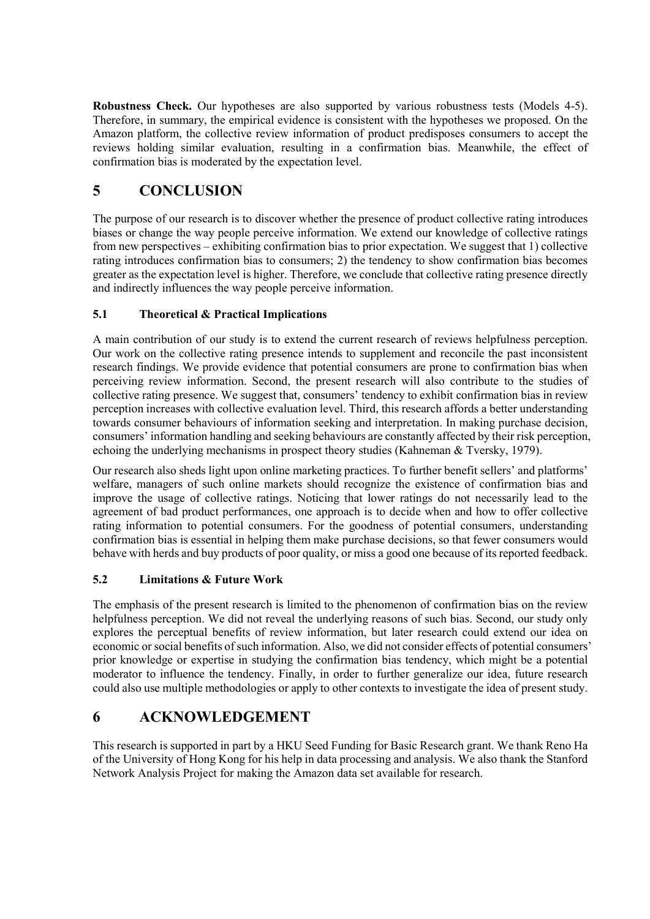**Robustness Check.** Our hypotheses are also supported by various robustness tests (Models 4-5). Therefore, in summary, the empirical evidence is consistent with the hypotheses we proposed. On the Amazon platform, the collective review information of product predisposes consumers to accept the reviews holding similar evaluation, resulting in a confirmation bias. Meanwhile, the effect of confirmation bias is moderated by the expectation level.

# 5 CONCLUSION

The purpose of our research is to discover whether the presence of product collective rating introduces biases or change the way people perceive information. We extend our knowledge of collective ratings from new perspectives – exhibiting confirmation bias to prior expectation. We suggest that 1) collective rating introduces confirmation bias to consumers; 2) the tendency to show confirmation bias becomes greater as the expectation level is higher. Therefore, we conclude that collective rating presence directly and indirectly influences the way people perceive information.

## 5.1 Theoretical & Practical Implications

A main contribution of our study is to extend the current research of reviews helpfulness perception. Our work on the collective rating presence intends to supplement and reconcile the past inconsistent research findings. We provide evidence that potential consumers are prone to confirmation bias when perceiving review information. Second, the present research will also contribute to the studies of collective rating presence. We suggest that, consumers' tendency to exhibit confirmation bias in review perception increases with collective evaluation level. Third, this research affords a better understanding towards consumer behaviours of information seeking and interpretation. In making purchase decision, consumers' information handling and seeking behaviours are constantly affected by their risk perception, echoing the underlying mechanisms in prospect theory studies (Kahneman & Tversky, 1979).

Our research also sheds light upon online marketing practices. To further benefit sellers' and platforms' welfare, managers of such online markets should recognize the existence of confirmation bias and improve the usage of collective ratings. Noticing that lower ratings do not necessarily lead to the agreement of bad product performances, one approach is to decide when and how to offer collective rating information to potential consumers. For the goodness of potential consumers, understanding confirmation bias is essential in helping them make purchase decisions, so that fewer consumers would behave with herds and buy products of poor quality, or miss a good one because of its reported feedback.

## 5.2 Limitations & Future Work

The emphasis of the present research is limited to the phenomenon of confirmation bias on the review helpfulness perception. We did not reveal the underlying reasons of such bias. Second, our study only explores the perceptual benefits of review information, but later research could extend our idea on economic or social benefits of such information. Also, we did not consider effects of potential consumers' prior knowledge or expertise in studying the confirmation bias tendency, which might be a potential moderator to influence the tendency. Finally, in order to further generalize our idea, future research could also use multiple methodologies or apply to other contexts to investigate the idea of present study.

# 6 ACKNOWLEDGEMENT

This research is supported in part by a HKU Seed Funding for Basic Research grant. We thank Reno Ha of the University of Hong Kong for his help in data processing and analysis. We also thank the Stanford Network Analysis Project for making the Amazon data set available for research.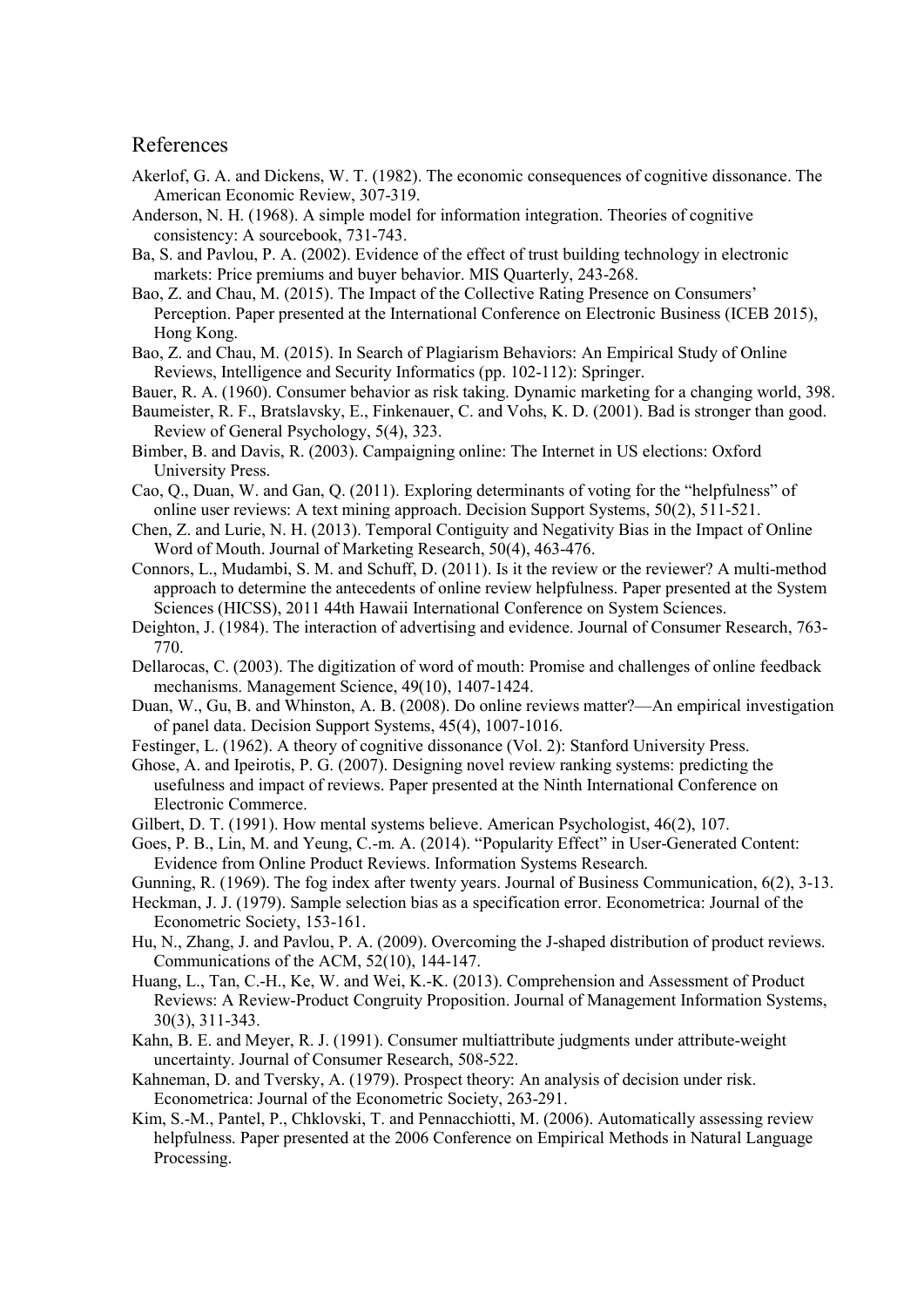## References

Akerlof, G. A. and Dickens, W. T. (1982). The economic consequences of cognitive dissonance. The American Economic Review, 307-319.

Anderson, N. H. (1968). A simple model for information integration. Theories of cognitive consistency: A sourcebook, 731-743.

Ba, S. and Pavlou, P. A. (2002). Evidence of the effect of trust building technology in electronic markets: Price premiums and buyer behavior. MIS Quarterly, 243-268.

Bao, Z. and Chau, M. (2015). The Impact of the Collective Rating Presence on Consumers' Perception. Paper presented at the International Conference on Electronic Business (ICEB 2015), Hong Kong.

Bao, Z. and Chau, M. (2015). In Search of Plagiarism Behaviors: An Empirical Study of Online Reviews, Intelligence and Security Informatics (pp. 102-112): Springer.

Bauer, R. A. (1960). Consumer behavior as risk taking. Dynamic marketing for a changing world, 398.

Baumeister, R. F., Bratslavsky, E., Finkenauer, C. and Vohs, K. D. (2001). Bad is stronger than good. Review of General Psychology, 5(4), 323.

Bimber, B. and Davis, R. (2003). Campaigning online: The Internet in US elections: Oxford University Press.

Cao, Q., Duan, W. and Gan, Q. (2011). Exploring determinants of voting for the "helpfulness" of online user reviews: A text mining approach. Decision Support Systems, 50(2), 511-521.

Chen, Z. and Lurie, N. H. (2013). Temporal Contiguity and Negativity Bias in the Impact of Online Word of Mouth. Journal of Marketing Research, 50(4), 463-476.

Connors, L., Mudambi, S. M. and Schuff, D. (2011). Is it the review or the reviewer? A multi-method approach to determine the antecedents of online review helpfulness. Paper presented at the System Sciences (HICSS), 2011 44th Hawaii International Conference on System Sciences.

Deighton, J. (1984). The interaction of advertising and evidence. Journal of Consumer Research, 763-770.

Dellarocas, C. (2003). The digitization of word of mouth: Promise and challenges of online feedback mechanisms. Management Science, 49(10), 1407-1424.

Duan, W., Gu, B. and Whinston, A. B. (2008). Do online reviews matter?—An empirical investigation of panel data. Decision Support Systems, 45(4), 1007-1016.

Festinger, L. (1962). A theory of cognitive dissonance (Vol. 2): Stanford University Press.

Ghose, A. and Ipeirotis, P. G. (2007). Designing novel review ranking systems: predicting the usefulness and impact of reviews. Paper presented at the Ninth International Conference on Electronic Commerce.

Gilbert, D. T. (1991). How mental systems believe. American Psychologist, 46(2), 107.

Goes, P. B., Lin, M. and Yeung, C.-m. A. (2014). "Popularity Effect" in User-Generated Content: Evidence from Online Product Reviews. Information Systems Research.

Gunning, R. (1969). The fog index after twenty years. Journal of Business Communication, 6(2), 3-13.

Heckman, J. J. (1979). Sample selection bias as a specification error. Econometrica: Journal of the Econometric Society, 153-161.

Hu, N., Zhang, J. and Pavlou, P. A. (2009). Overcoming the J-shaped distribution of product reviews. Communications of the ACM, 52(10), 144-147.

Huang, L., Tan, C.-H., Ke, W. and Wei, K.-K. (2013). Comprehension and Assessment of Product Reviews: A Review-Product Congruity Proposition. Journal of Management Information Systems, 30(3), 311-343.

Kahn, B. E. and Meyer, R. J. (1991). Consumer multiattribute judgments under attribute-weight uncertainty. Journal of Consumer Research, 508-522.

Kahneman, D. and Tversky, A. (1979). Prospect theory: An analysis of decision under risk. Econometrica: Journal of the Econometric Society, 263-291.

Kim, S.-M., Pantel, P., Chklovski, T. and Pennacchiotti, M. (2006). Automatically assessing review helpfulness. Paper presented at the 2006 Conference on Empirical Methods in Natural Language Processing.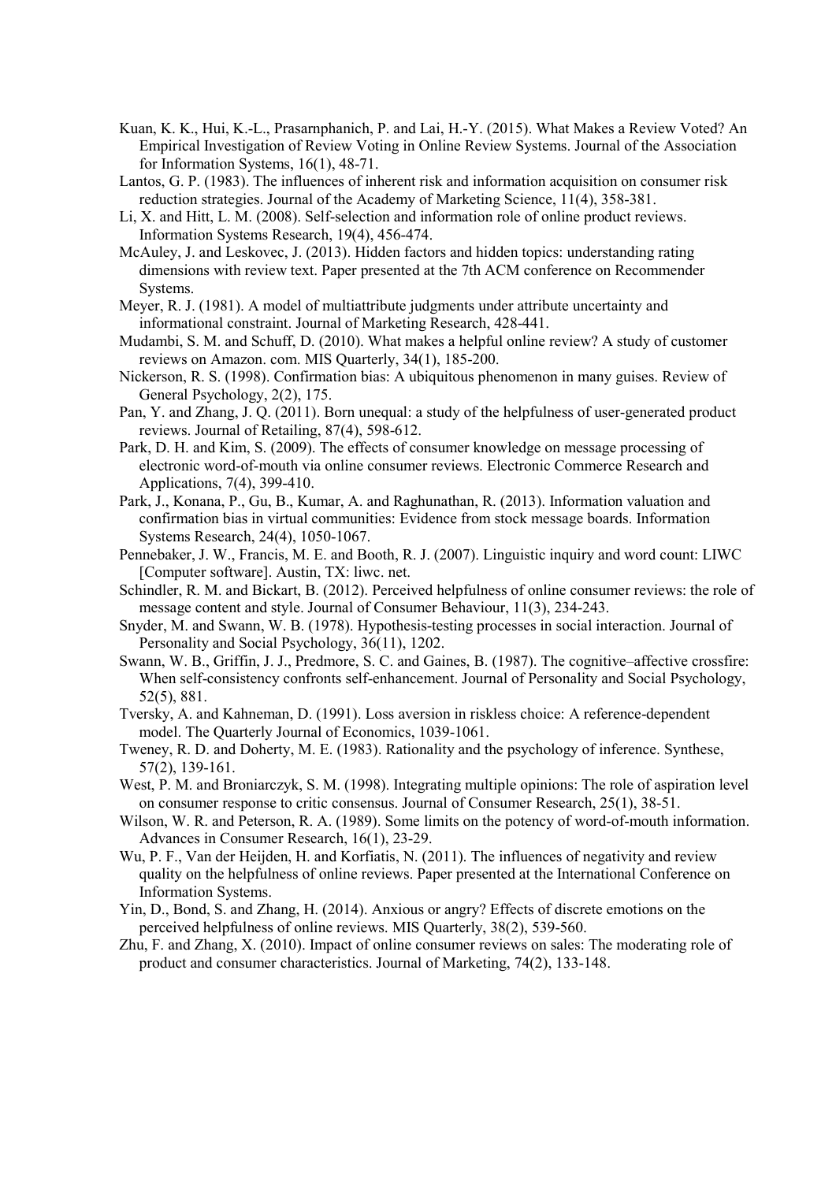Kuan, K. K., Hui, K.-L., Prasarnphanich, P. and Lai, H.-Y. (2015). What Makes a Review Voted? An Empirical Investigation of Review Voting in Online Review Systems. Journal of the Association for Information Systems, 16(1), 48-71.

Lantos, G. P. (1983). The influences of inherent risk and information acquisition on consumer risk reduction strategies. Journal of the Academy of Marketing Science, 11(4), 358-381.

Li, X. and Hitt, L. M. (2008). Self-selection and information role of online product reviews. Information Systems Research, 19(4), 456-474.

McAuley, J. and Leskovec, J. (2013). Hidden factors and hidden topics: understanding rating dimensions with review text. Paper presented at the 7th ACM conference on Recommender Systems.

Meyer, R. J. (1981). A model of multiattribute judgments under attribute uncertainty and informational constraint. Journal of Marketing Research, 428-441.

Mudambi, S. M. and Schuff, D. (2010). What makes a helpful online review? A study of customer reviews on Amazon. com. MIS Quarterly, 34(1), 185-200.

Nickerson, R. S. (1998). Confirmation bias: A ubiquitous phenomenon in many guises. Review of General Psychology, 2(2), 175.

Pan, Y. and Zhang, J. Q. (2011). Born unequal: a study of the helpfulness of user-generated product reviews. Journal of Retailing, 87(4), 598-612.

Park, D. H. and Kim, S. (2009). The effects of consumer knowledge on message processing of electronic word-of-mouth via online consumer reviews. Electronic Commerce Research and Applications, 7(4), 399-410.

Park, J., Konana, P., Gu, B., Kumar, A. and Raghunathan, R. (2013). Information valuation and confirmation bias in virtual communities: Evidence from stock message boards. Information Systems Research, 24(4), 1050-1067.

Pennebaker, J. W., Francis, M. E. and Booth, R. J. (2007). Linguistic inquiry and word count: LIWC [Computer software]. Austin, TX: liwc. net.

Schindler, R. M. and Bickart, B. (2012). Perceived helpfulness of online consumer reviews: the role of message content and style. Journal of Consumer Behaviour, 11(3), 234-243.

Snyder, M. and Swann, W. B. (1978). Hypothesis-testing processes in social interaction. Journal of Personality and Social Psychology, 36(11), 1202.

Swann, W. B., Griffin, J. J., Predmore, S. C. and Gaines, B. (1987). The cognitive–affective crossfire: When self-consistency confronts self-enhancement. Journal of Personality and Social Psychology, 52(5), 881.

Tversky, A. and Kahneman, D. (1991). Loss aversion in riskless choice: A reference-dependent model. The Quarterly Journal of Economics, 1039-1061.

Tweney, R. D. and Doherty, M. E. (1983). Rationality and the psychology of inference. Synthese, 57(2), 139-161.

West, P. M. and Broniarczyk, S. M. (1998). Integrating multiple opinions: The role of aspiration level on consumer response to critic consensus. Journal of Consumer Research, 25(1), 38-51.

Wilson, W. R. and Peterson, R. A. (1989). Some limits on the potency of word-of-mouth information. Advances in Consumer Research, 16(1), 23-29.

Wu, P. F., Van der Heijden, H. and Korfiatis, N. (2011). The influences of negativity and review quality on the helpfulness of online reviews. Paper presented at the International Conference on Information Systems.

Yin, D., Bond, S. and Zhang, H. (2014). Anxious or angry? Effects of discrete emotions on the perceived helpfulness of online reviews. MIS Quarterly, 38(2), 539-560.

Zhu, F. and Zhang, X. (2010). Impact of online consumer reviews on sales: The moderating role of product and consumer characteristics. Journal of Marketing, 74(2), 133-148.